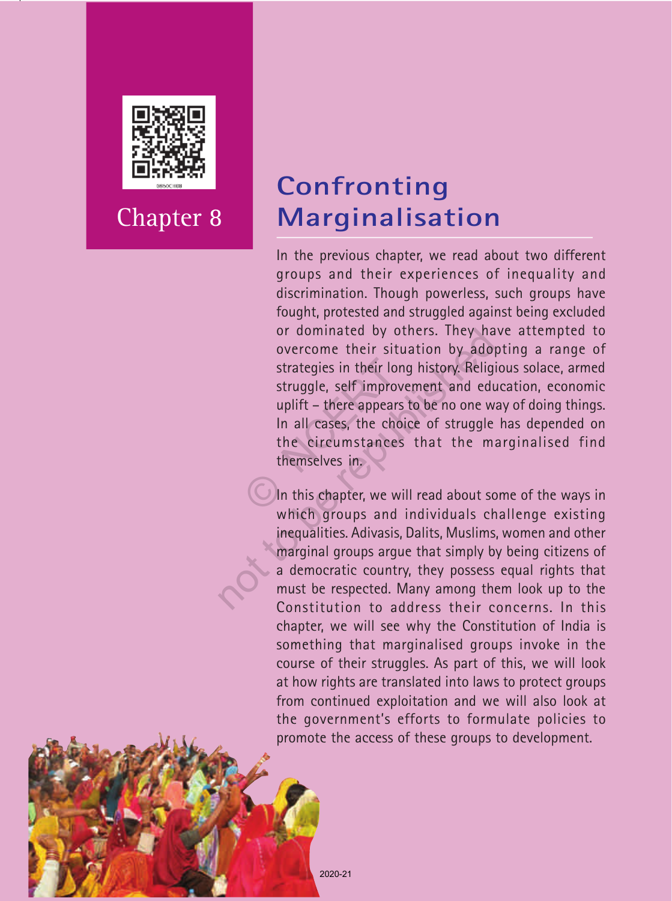Chapter 8

# Confronting Marginalisation

In the previous chapter, we read about two different groups and their experiences of inequality and discrimination. Though powerless, such groups have fought, protested and struggled against being excluded or dominated by others. They have attempted to overcome their situation by adopting a range of strategies in their long history. Religious solace, armed struggle, self improvement and education, economic uplift – there appears to be no one way of doing things. In all cases, the choice of struggle has depended on the circumstances that the marginalised find themselves in.

In this chapter, we will read about some of the ways in which groups and individuals challenge existing inequalities. Adivasis, Dalits, Muslims, women and other marginal groups argue that simply by being citizens of a democratic country, they possess equal rights that must be respected. Many among them look up to the Constitution to address their concerns. In this chapter, we will see why the Constitution of India is something that marginalised groups invoke in the course of their struggles. As part of this, we will look at how rights are translated into laws to protect groups from continued exploitation and we will also look at the government's efforts to formulate policies to promote the access of these groups to development.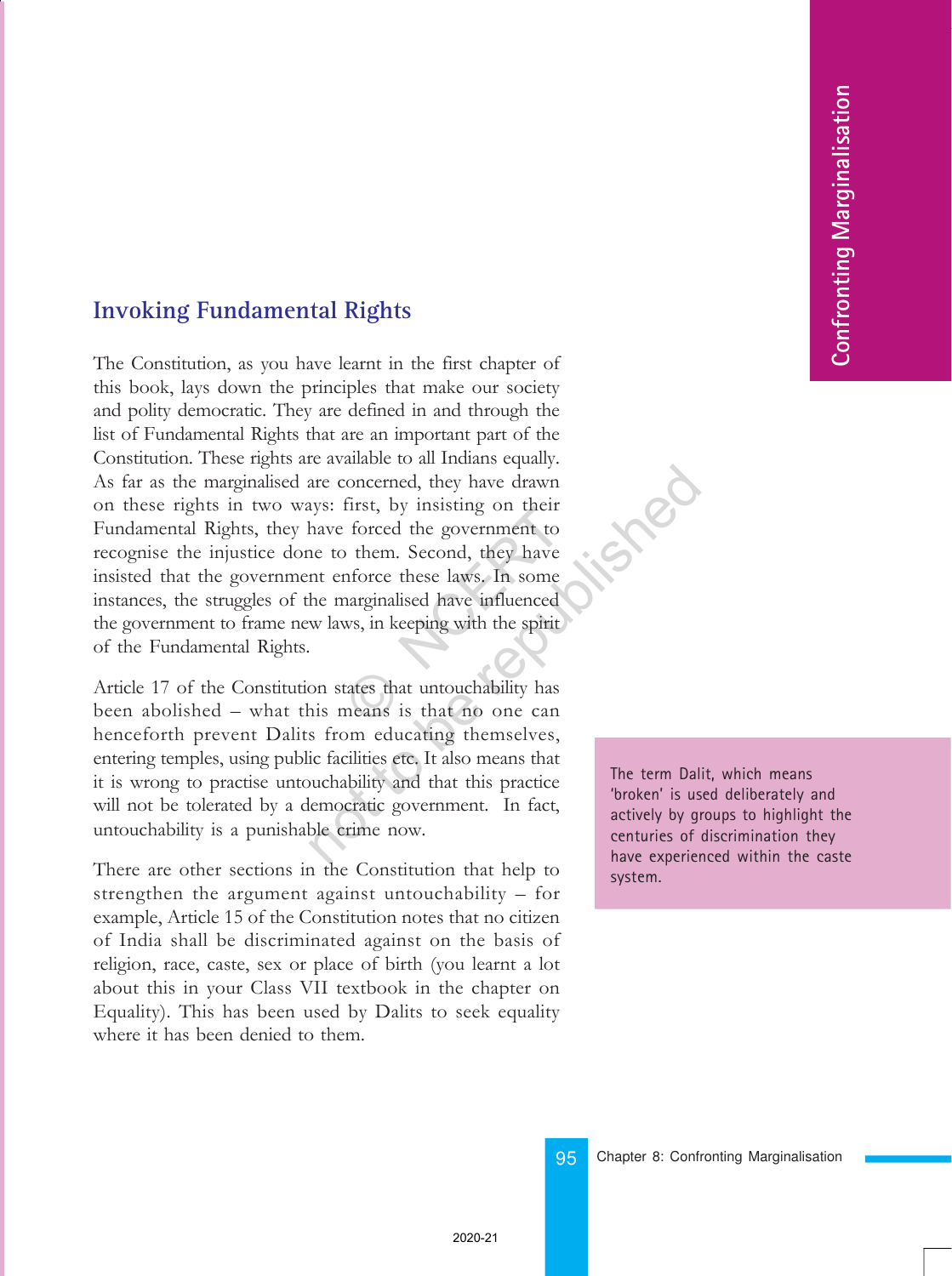## Invoking Fundamental Rights

The Constitution, as you have learnt in the first chapter of this book, lays down the principles that make our society and polity democratic. They are defined in and through the list of Fundamental Rights that are an important part of the Constitution. These rights are available to all Indians equally. As far as the marginalised are concerned, they have drawn on these rights in two ways: first, by insisting on their Fundamental Rights, they have forced the government to recognise the injustice done to them. Second, they have insisted that the government enforce these laws. In some instances, the struggles of the marginalised have influenced the government to frame new laws, in keeping with the spirit of the Fundamental Rights.

Article 17 of the Constitution states that untouchability has been abolished – what this means is that no one can henceforth prevent Dalits from educating themselves, entering temples, using public facilities etc. It also means that it is wrong to practise untouchability and that this practice will not be tolerated by a democratic government. In fact, untouchability is a punishable crime now.

There are other sections in the Constitution that help to strengthen the argument against untouchability – for example, Article 15 of the Constitution notes that no citizen of India shall be discriminated against on the basis of religion, race, caste, sex or place of birth (you learnt a lot about this in your Class VII textbook in the chapter on Equality). This has been used by Dalits to seek equality where it has been denied to them.

The term Dalit, which means 'broken' is used deliberately and actively by groups to highlight the centuries of discrimination they have experienced within the caste system.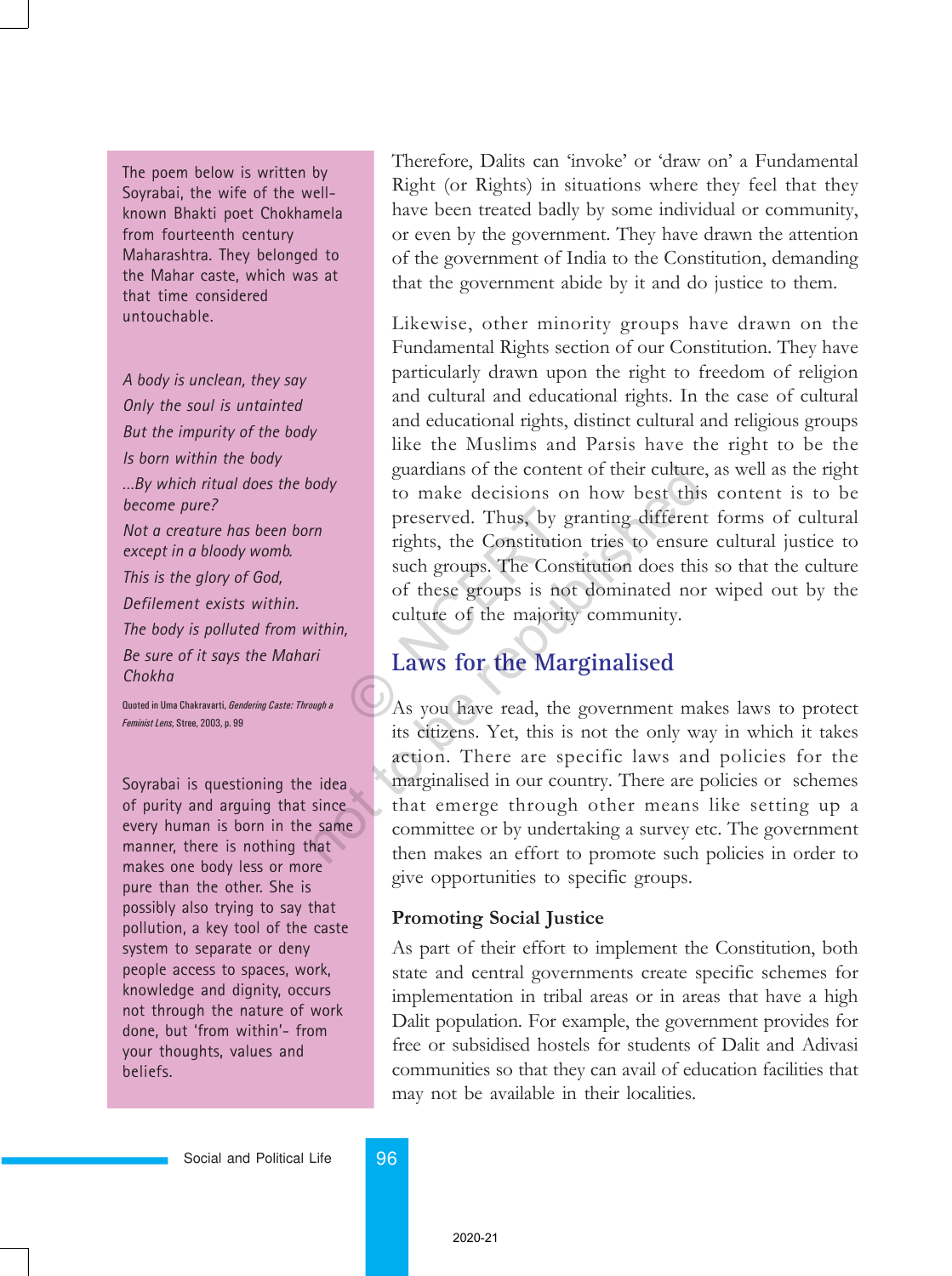The poem below is written by Soyrabai, the wife of the well-known Bhakti poet Chokhamela from fourteenth century Maharashtra. They belonged to the Mahar caste, which was at that time considered untouchable.

*A body is unclean, they say*
*Only the soul is untainted*
*But the impurity of the body*
*Is born within the body*
*...By which ritual does the body become pure?*
*Not a creature has been born except in a bloody womb.*
*This is the glory of God,*
*Defilement exists within.*
*The body is polluted from within,*
*Be sure of it says the Mahari Chokha*

Quoted in Uma Chakravarti, *Gendering Caste: Through a Feminist Lens*, Stree, 2003, p. 99

Soyrabai is questioning the idea of purity and arguing that since every human is born in the same manner, there is nothing that makes one body less or more pure than the other. She is possibly also trying to say that pollution, a key tool of the caste system to separate or deny people access to spaces, work, knowledge and dignity, occurs not through the nature of work done, but 'from within'- from your thoughts, values and beliefs.

Therefore, Dalits can 'invoke' or 'draw on' a Fundamental Right (or Rights) in situations where they feel that they have been treated badly by some individual or community, or even by the government. They have drawn the attention of the government of India to the Constitution, demanding that the government abide by it and do justice to them.

Likewise, other minority groups have drawn on the Fundamental Rights section of our Constitution. They have particularly drawn upon the right to freedom of religion and cultural and educational rights. In the case of cultural and educational rights, distinct cultural and religious groups like the Muslims and Parsis have the right to be the guardians of the content of their culture, as well as the right to make decisions on how best this content is to be preserved. Thus, by granting different forms of cultural rights, the Constitution tries to ensure cultural justice to such groups. The Constitution does this so that the culture of these groups is not dominated nor wiped out by the culture of the majority community.

## Laws for the Marginalised

As you have read, the government makes laws to protect its citizens. Yet, this is not the only way in which it takes action. There are specific laws and policies for the marginalised in our country. There are policies or schemes that emerge through other means like setting up a committee or by undertaking a survey etc. The government then makes an effort to promote such policies in order to give opportunities to specific groups.

### Promoting Social Justice

As part of their effort to implement the Constitution, both state and central governments create specific schemes for implementation in tribal areas or in areas that have a high Dalit population. For example, the government provides for free or subsidised hostels for students of Dalit and Adivasi communities so that they can avail of education facilities that may not be available in their localities.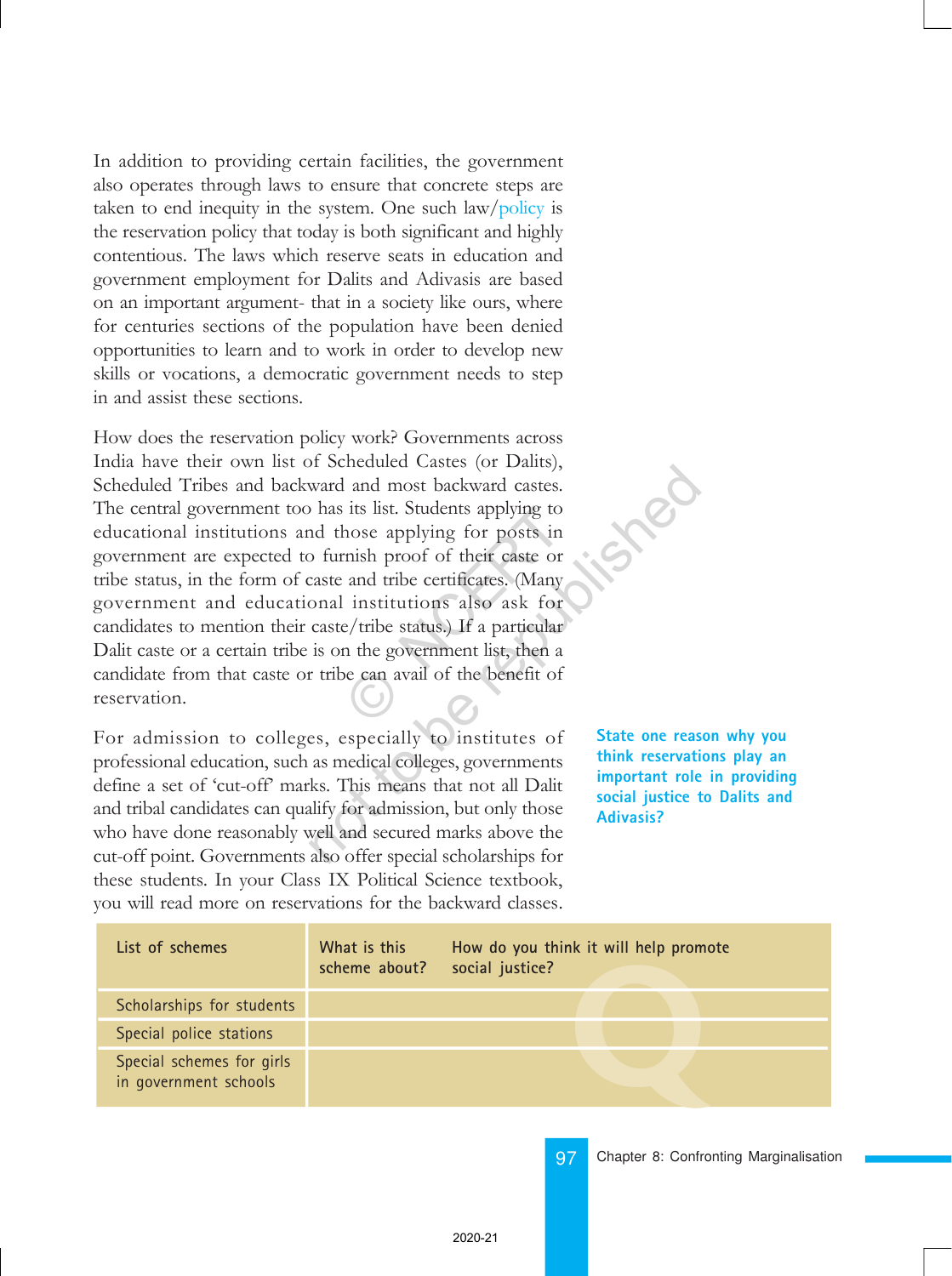In addition to providing certain facilities, the government also operates through laws to ensure that concrete steps are taken to end inequity in the system. One such law/policy is the reservation policy that today is both significant and highly contentious. The laws which reserve seats in education and government employment for Dalits and Adivasis are based on an important argument- that in a society like ours, where for centuries sections of the population have been denied opportunities to learn and to work in order to develop new skills or vocations, a democratic government needs to step in and assist these sections.

How does the reservation policy work? Governments across India have their own list of Scheduled Castes (or Dalits), Scheduled Tribes and backward and most backward castes. The central government too has its list. Students applying to educational institutions and those applying for posts in government are expected to furnish proof of their caste or tribe status, in the form of caste and tribe certificates. (Many government and educational institutions also ask for candidates to mention their caste/tribe status.) If a particular Dalit caste or a certain tribe is on the government list, then a candidate from that caste or tribe can avail of the benefit of reservation.

For admission to colleges, especially to institutes of professional education, such as medical colleges, governments define a set of 'cut-off' marks. This means that not all Dalit and tribal candidates can qualify for admission, but only those who have done reasonably well and secured marks above the cut-off point. Governments also offer special scholarships for these students. In your Class IX Political Science textbook, you will read more on reservations for the backward classes.

**State one reason why you think reservations play an important role in providing social justice to Dalits and Adivasis?**

| List of schemes | What is this scheme about? | How do you think it will help promote social justice? |
|---|---|---|
| Scholarships for students | | |
| Special police stations | | |
| Special schemes for girls in government schools | | |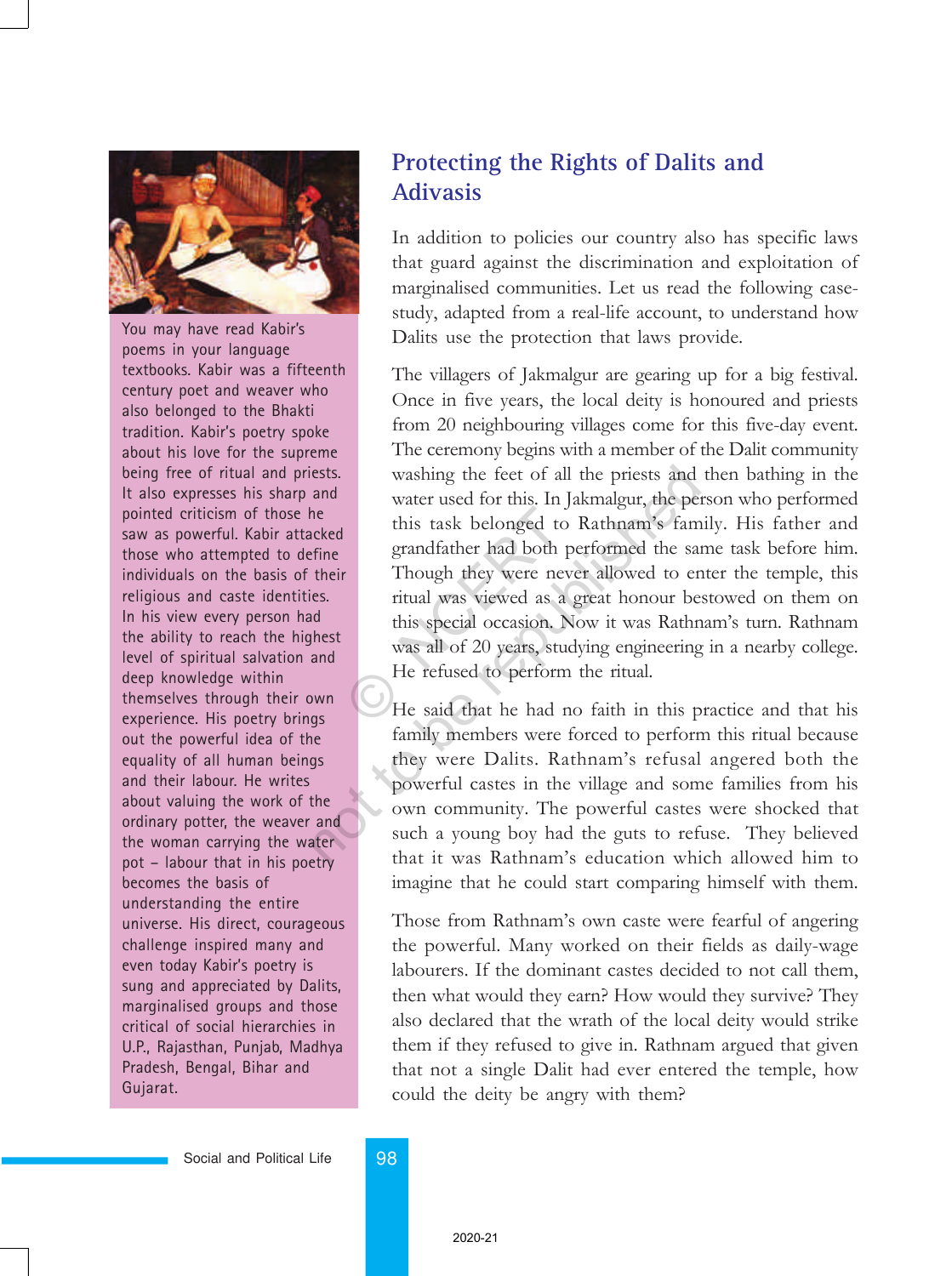You may have read Kabir's poems in your language textbooks. Kabir was a fifteenth century poet and weaver who also belonged to the Bhakti tradition. Kabir's poetry spoke about his love for the supreme being free of ritual and priests. It also expresses his sharp and pointed criticism of those he saw as powerful. Kabir attacked those who attempted to define individuals on the basis of their religious and caste identities. In his view every person had the ability to reach the highest level of spiritual salvation and deep knowledge within themselves through their own experience. His poetry brings out the powerful idea of the equality of all human beings and their labour. He writes about valuing the work of the ordinary potter, the weaver and the woman carrying the water pot – labour that in his poetry becomes the basis of understanding the entire universe. His direct, courageous challenge inspired many and even today Kabir's poetry is sung and appreciated by Dalits, marginalised groups and those critical of social hierarchies in U.P., Rajasthan, Punjab, Madhya Pradesh, Bengal, Bihar and Gujarat.

## Protecting the Rights of Dalits and Adivasis

In addition to policies our country also has specific laws that guard against the discrimination and exploitation of marginalised communities. Let us read the following case-study, adapted from a real-life account, to understand how Dalits use the protection that laws provide.

The villagers of Jakmalgur are gearing up for a big festival. Once in five years, the local deity is honoured and priests from 20 neighbouring villages come for this five-day event. The ceremony begins with a member of the Dalit community washing the feet of all the priests and then bathing in the water used for this. In Jakmalgur, the person who performed this task belonged to Rathnam's family. His father and grandfather had both performed the same task before him. Though they were never allowed to enter the temple, this ritual was viewed as a great honour bestowed on them on this special occasion. Now it was Rathnam's turn. Rathnam was all of 20 years, studying engineering in a nearby college. He refused to perform the ritual.

He said that he had no faith in this practice and that his family members were forced to perform this ritual because they were Dalits. Rathnam's refusal angered both the powerful castes in the village and some families from his own community. The powerful castes were shocked that such a young boy had the guts to refuse. They believed that it was Rathnam's education which allowed him to imagine that he could start comparing himself with them.

Those from Rathnam's own caste were fearful of angering the powerful. Many worked on their fields as daily-wage labourers. If the dominant castes decided to not call them, then what would they earn? How would they survive? They also declared that the wrath of the local deity would strike them if they refused to give in. Rathnam argued that given that not a single Dalit had ever entered the temple, how could the deity be angry with them?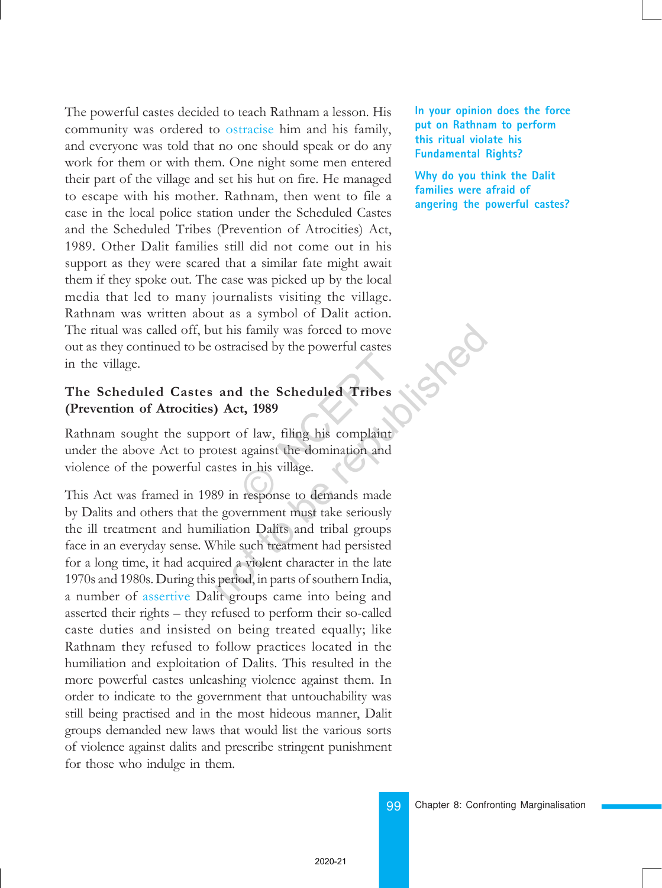The powerful castes decided to teach Rathnam a lesson. His community was ordered to ostracise him and his family, and everyone was told that no one should speak or do any work for them or with them. One night some men entered their part of the village and set his hut on fire. He managed to escape with his mother. Rathnam, then went to file a case in the local police station under the Scheduled Castes and the Scheduled Tribes (Prevention of Atrocities) Act, 1989. Other Dalit families still did not come out in his support as they were scared that a similar fate might await them if they spoke out. The case was picked up by the local media that led to many journalists visiting the village. Rathnam was written about as a symbol of Dalit action. The ritual was called off, but his family was forced to move out as they continued to be ostracised by the powerful castes in the village.

**In your opinion does the force put on Rathnam to perform this ritual violate his Fundamental Rights?**

**Why do you think the Dalit families were afraid of angering the powerful castes?**

### The Scheduled Castes and the Scheduled Tribes (Prevention of Atrocities) Act, 1989

Rathnam sought the support of law, filing his complaint under the above Act to protest against the domination and violence of the powerful castes in his village.

This Act was framed in 1989 in response to demands made by Dalits and others that the government must take seriously the ill treatment and humiliation Dalits and tribal groups face in an everyday sense. While such treatment had persisted for a long time, it had acquired a violent character in the late 1970s and 1980s. During this period, in parts of southern India, a number of assertive Dalit groups came into being and asserted their rights – they refused to perform their so-called caste duties and insisted on being treated equally; like Rathnam they refused to follow practices located in the humiliation and exploitation of Dalits. This resulted in the more powerful castes unleashing violence against them. In order to indicate to the government that untouchability was still being practised and in the most hideous manner, Dalit groups demanded new laws that would list the various sorts of violence against dalits and prescribe stringent punishment for those who indulge in them.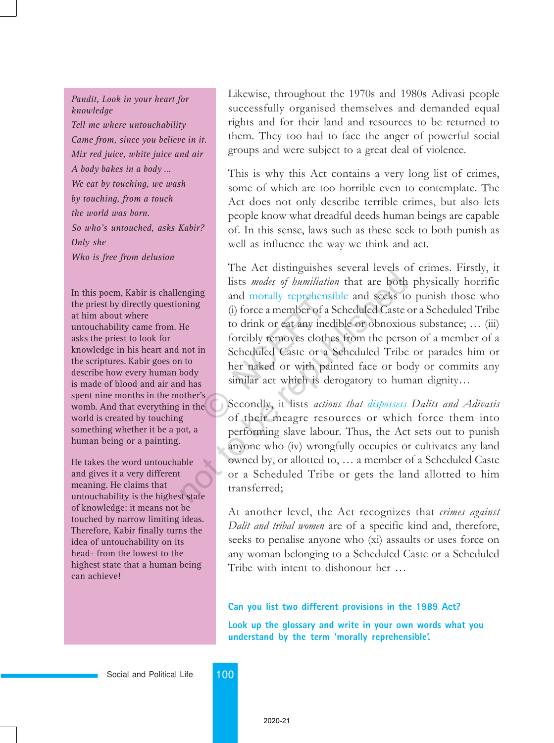*Pandit, Look in your heart for knowledge*
*Tell me where untouchability*
*Came from, since you believe in it.*
*Mix red juice, white juice and air*
*A body bakes in a body ...*
*We eat by touching, we wash*
*by touching, from a touch*
*the world was born.*
*So who's untouched, asks Kabir?*
*Only she*
*Who is free from delusion*

In this poem, Kabir is challenging the priest by directly questioning at him about where untouchability came from. He asks the priest to look for knowledge in his heart and not in the scriptures. Kabir goes on to describe how every human body is made of blood and air and has spent nine months in the mother's womb. And that everything in the world is created by touching something whether it be a pot, a human being or a painting.

He takes the word untouchable and gives it a very different meaning. He claims that untouchability is the highest state of knowledge: it means not be touched by narrow limiting ideas. Therefore, Kabir finally turns the idea of untouchability on its head- from the lowest to the highest state that a human being can achieve!

Likewise, throughout the 1970s and 1980s Adivasi people successfully organised themselves and demanded equal rights and for their land and resources to be returned to them. They too had to face the anger of powerful social groups and were subject to a great deal of violence.

This is why this Act contains a very long list of crimes, some of which are too horrible even to contemplate. The Act does not only describe terrible crimes, but also lets people know what dreadful deeds human beings are capable of. In this sense, laws such as these seek to both punish as well as influence the way we think and act.

The Act distinguishes several levels of crimes. Firstly, it lists *modes of humiliation* that are both physically horrific and morally reprehensible and seeks to punish those who (i) force a member of a Scheduled Caste or a Scheduled Tribe to drink or eat any inedible or obnoxious substance; … (iii) forcibly removes clothes from the person of a member of a Scheduled Caste or a Scheduled Tribe or parades him or her naked or with painted face or body or commits any similar act which is derogatory to human dignity…

Secondly, it lists *actions that dispossess Dalits and Adivasis* of their meagre resources or which force them into performing slave labour. Thus, the Act sets out to punish anyone who (iv) wrongfully occupies or cultivates any land owned by, or allotted to, … a member of a Scheduled Caste or a Scheduled Tribe or gets the land allotted to him transferred;

At another level, the Act recognizes that *crimes against Dalit and tribal women* are of a specific kind and, therefore, seeks to penalise anyone who (xi) assaults or uses force on any woman belonging to a Scheduled Caste or a Scheduled Tribe with intent to dishonour her …

**Can you list two different provisions in the 1989 Act?**

**Look up the glossary and write in your own words what you understand by the term 'morally reprehensible'.**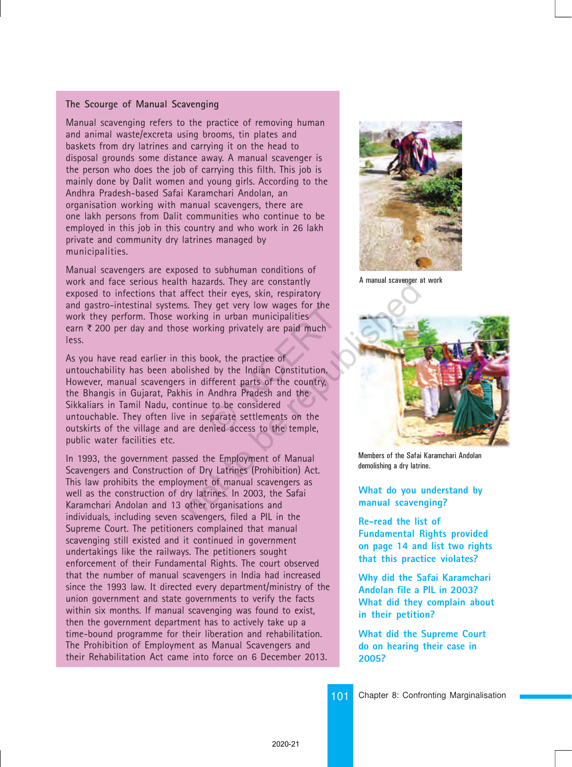### The Scourge of Manual Scavenging

Manual scavenging refers to the practice of removing human and animal waste/excreta using brooms, tin plates and baskets from dry latrines and carrying it on the head to disposal grounds some distance away. A manual scavenger is the person who does the job of carrying this filth. This job is mainly done by Dalit women and young girls. According to the Andhra Pradesh-based Safai Karamchari Andolan, an organisation working with manual scavengers, there are one lakh persons from Dalit communities who continue to be employed in this job in this country and who work in 26 lakh private and community dry latrines managed by municipalities.

Manual scavengers are exposed to subhuman conditions of work and face serious health hazards. They are constantly exposed to infections that affect their eyes, skin, respiratory and gastro-intestinal systems. They get very low wages for the work they perform. Those working in urban municipalities earn ₹ 200 per day and those working privately are paid much less.

As you have read earlier in this book, the practice of untouchability has been abolished by the Indian Constitution. However, manual scavengers in different parts of the country, the Bhangis in Gujarat, Pakhis in Andhra Pradesh and the Sikkaliars in Tamil Nadu, continue to be considered untouchable. They often live in separate settlements on the outskirts of the village and are denied access to the temple, public water facilities etc.

In 1993, the government passed the Employment of Manual Scavengers and Construction of Dry Latrines (Prohibition) Act. This law prohibits the employment of manual scavengers as well as the construction of dry latrines. In 2003, the Safai Karamchari Andolan and 13 other organisations and individuals, including seven scavengers, filed a PIL in the Supreme Court. The petitioners complained that manual scavenging still existed and it continued in government undertakings like the railways. The petitioners sought enforcement of their Fundamental Rights. The court observed that the number of manual scavengers in India had increased since the 1993 law. It directed every department/ministry of the union government and state governments to verify the facts within six months. If manual scavenging was found to exist, then the government department has to actively take up a time-bound programme for their liberation and rehabilitation. The Prohibition of Employment as Manual Scavengers and their Rehabilitation Act came into force on 6 December 2013.

A manual scavenger at work

Members of the Safai Karamchari Andolan demolishing a dry latrine.

**What do you understand by manual scavenging?**

**Re-read the list of Fundamental Rights provided on page 14 and list two rights that this practice violates?**

**Why did the Safai Karamchari Andolan file a PIL in 2003? What did they complain about in their petition?**

**What did the Supreme Court do on hearing their case in 2005?**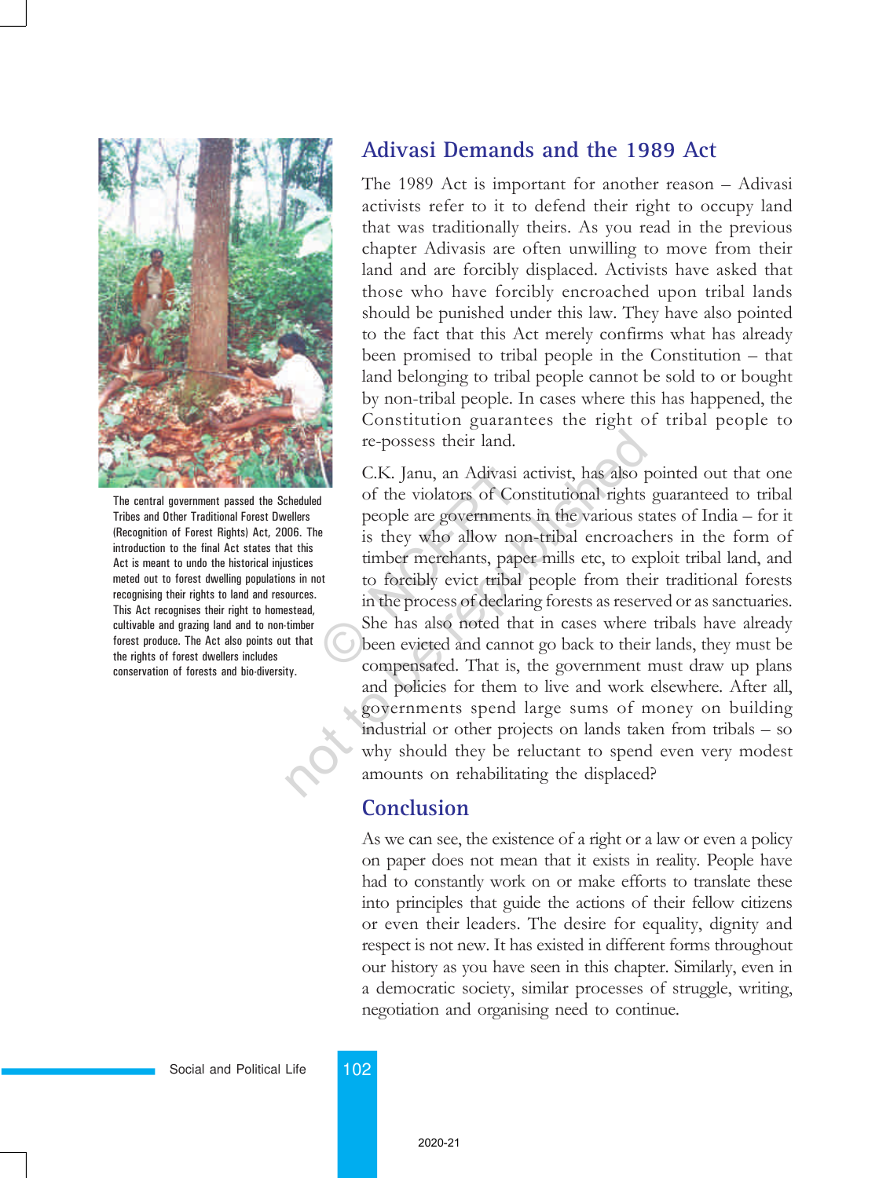## Adivasi Demands and the 1989 Act

The 1989 Act is important for another reason – Adivasi activists refer to it to defend their right to occupy land that was traditionally theirs. As you read in the previous chapter Adivasis are often unwilling to move from their land and are forcibly displaced. Activists have asked that those who have forcibly encroached upon tribal lands should be punished under this law. They have also pointed to the fact that this Act merely confirms what has already been promised to tribal people in the Constitution – that land belonging to tribal people cannot be sold to or bought by non-tribal people. In cases where this has happened, the Constitution guarantees the right of tribal people to re-possess their land.

C.K. Janu, an Adivasi activist, has also pointed out that one of the violators of Constitutional rights guaranteed to tribal people are governments in the various states of India – for it is they who allow non-tribal encroachers in the form of timber merchants, paper mills etc, to exploit tribal land, and to forcibly evict tribal people from their traditional forests in the process of declaring forests as reserved or as sanctuaries. She has also noted that in cases where tribals have already been evicted and cannot go back to their lands, they must be compensated. That is, the government must draw up plans and policies for them to live and work elsewhere. After all, governments spend large sums of money on building industrial or other projects on lands taken from tribals – so why should they be reluctant to spend even very modest amounts on rehabilitating the displaced?

The central government passed the Scheduled Tribes and Other Traditional Forest Dwellers (Recognition of Forest Rights) Act, 2006. The introduction to the final Act states that this Act is meant to undo the historical injustices meted out to forest dwelling populations in not recognising their rights to land and resources. This Act recognises their right to homestead, cultivable and grazing land and to non-timber forest produce. The Act also points out that the rights of forest dwellers includes conservation of forests and bio-diversity.

## Conclusion

As we can see, the existence of a right or a law or even a policy on paper does not mean that it exists in reality. People have had to constantly work on or make efforts to translate these into principles that guide the actions of their fellow citizens or even their leaders. The desire for equality, dignity and respect is not new. It has existed in different forms throughout our history as you have seen in this chapter. Similarly, even in a democratic society, similar processes of struggle, writing, negotiation and organising need to continue.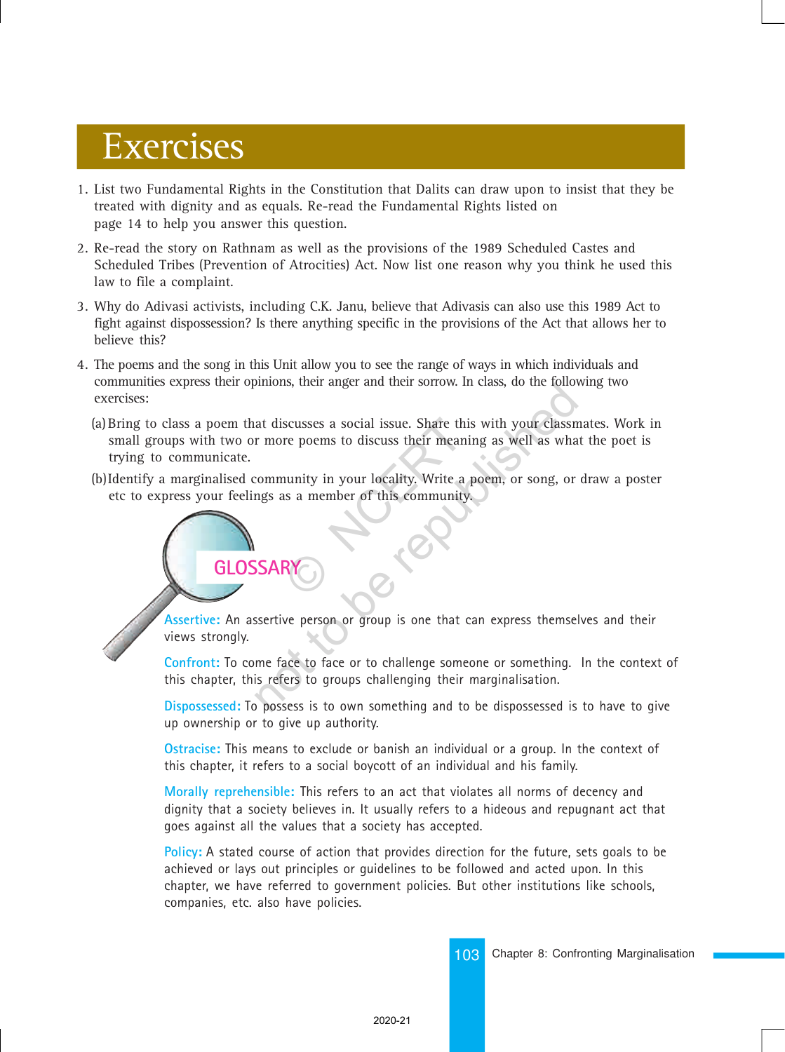# Exercises

1. List two Fundamental Rights in the Constitution that Dalits can draw upon to insist that they be treated with dignity and as equals. Re-read the Fundamental Rights listed on page 14 to help you answer this question.

2. Re-read the story on Rathnam as well as the provisions of the 1989 Scheduled Castes and Scheduled Tribes (Prevention of Atrocities) Act. Now list one reason why you think he used this law to file a complaint.

3. Why do Adivasi activists, including C.K. Janu, believe that Adivasis can also use this 1989 Act to fight against dispossession? Is there anything specific in the provisions of the Act that allows her to believe this?

4. The poems and the song in this Unit allow you to see the range of ways in which individuals and communities express their opinions, their anger and their sorrow. In class, do the following two exercises:

   (a) Bring to class a poem that discusses a social issue. Share this with your classmates. Work in small groups with two or more poems to discuss their meaning as well as what the poet is trying to communicate.

   (b) Identify a marginalised community in your locality. Write a poem, or song, or draw a poster etc to express your feelings as a member of this community.

## GLOSSARY

**Assertive:** An assertive person or group is one that can express themselves and their views strongly.

**Confront:** To come face to face or to challenge someone or something. In the context of this chapter, this refers to groups challenging their marginalisation.

**Dispossessed:** To possess is to own something and to be dispossessed is to have to give up ownership or to give up authority.

**Ostracise:** This means to exclude or banish an individual or a group. In the context of this chapter, it refers to a social boycott of an individual and his family.

**Morally reprehensible:** This refers to an act that violates all norms of decency and dignity that a society believes in. It usually refers to a hideous and repugnant act that goes against all the values that a society has accepted.

**Policy:** A stated course of action that provides direction for the future, sets goals to be achieved or lays out principles or guidelines to be followed and acted upon. In this chapter, we have referred to government policies. But other institutions like schools, companies, etc. also have policies.